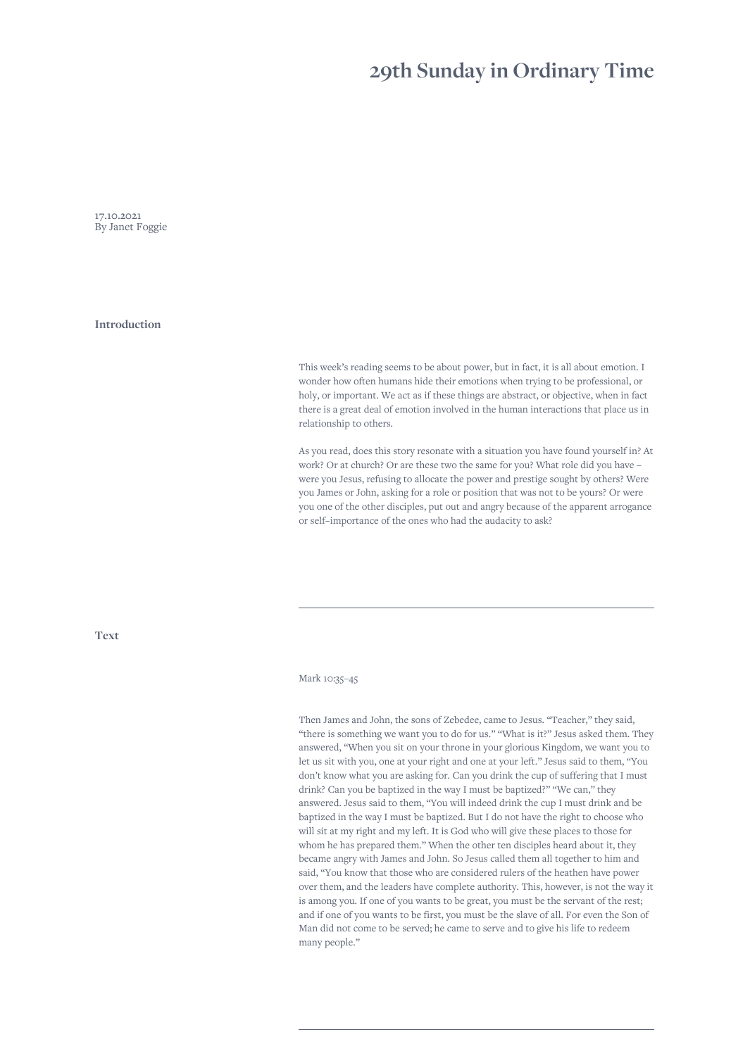# 29th Sunday in Ordinary Time

17.10.2021
By Janet Foggie

## Introduction

This week's reading seems to be about power, but in fact, it is all about emotion. I wonder how often humans hide their emotions when trying to be professional, or holy, or important. We act as if these things are abstract, or objective, when in fact there is a great deal of emotion involved in the human interactions that place us in relationship to others.

As you read, does this story resonate with a situation you have found yourself in? At work? Or at church? Or are these two the same for you? What role did you have – were you Jesus, refusing to allocate the power and prestige sought by others? Were you James or John, asking for a role or position that was not to be yours? Or were you one of the other disciples, put out and angry because of the apparent arrogance or self–importance of the ones who had the audacity to ask?

---

## Text

Mark 10:35–45

Then James and John, the sons of Zebedee, came to Jesus. "Teacher," they said, "there is something we want you to do for us." "What is it?" Jesus asked them. They answered, "When you sit on your throne in your glorious Kingdom, we want you to let us sit with you, one at your right and one at your left." Jesus said to them, "You don't know what you are asking for. Can you drink the cup of suffering that I must drink? Can you be baptized in the way I must be baptized?" "We can," they answered. Jesus said to them, "You will indeed drink the cup I must drink and be baptized in the way I must be baptized. But I do not have the right to choose who will sit at my right and my left. It is God who will give these places to those for whom he has prepared them." When the other ten disciples heard about it, they became angry with James and John. So Jesus called them all together to him and said, "You know that those who are considered rulers of the heathen have power over them, and the leaders have complete authority. This, however, is not the way it is among you. If one of you wants to be great, you must be the servant of the rest; and if one of you wants to be first, you must be the slave of all. For even the Son of Man did not come to be served; he came to serve and to give his life to redeem many people."

---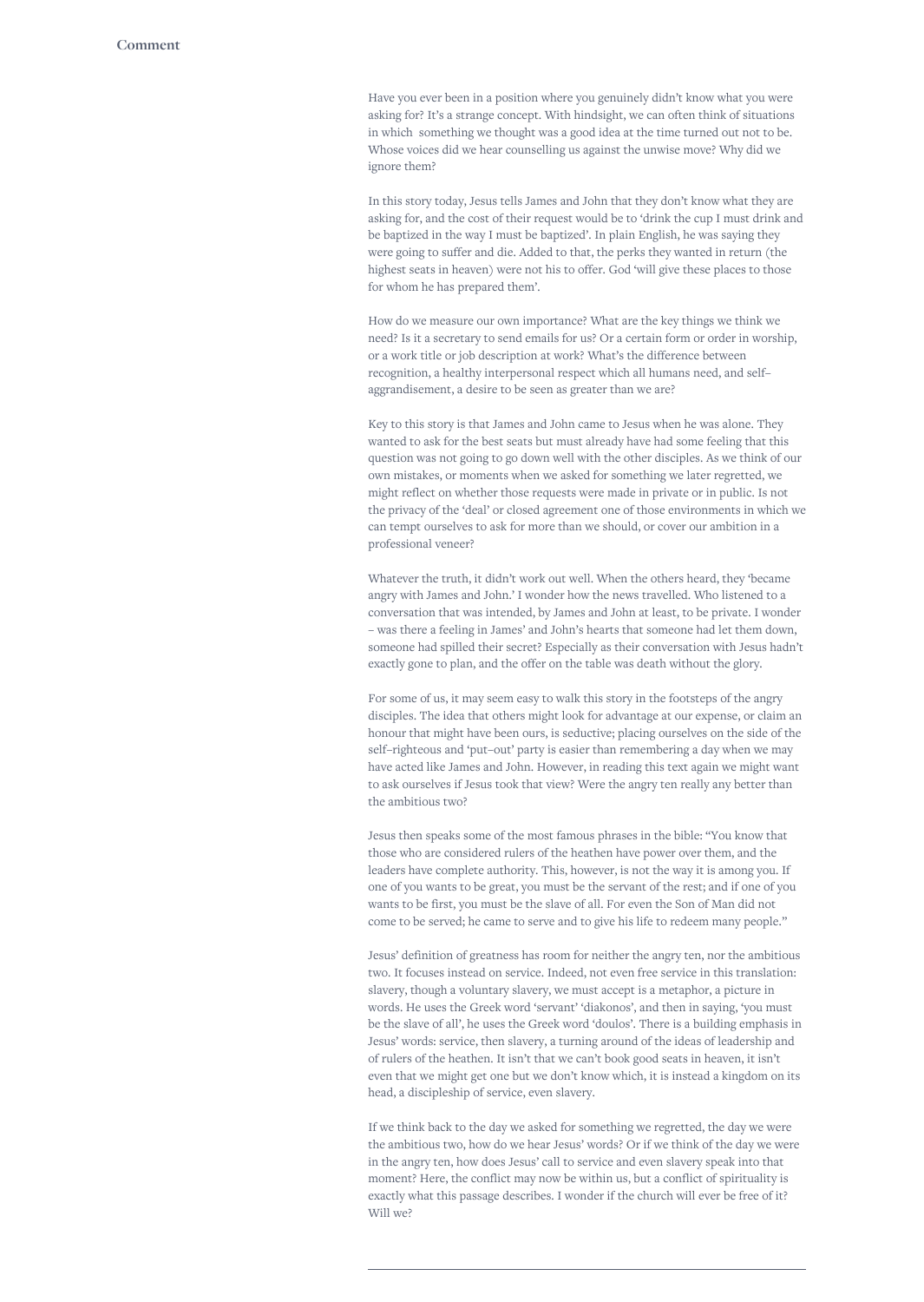## Comment

Have you ever been in a position where you genuinely didn't know what you were asking for? It's a strange concept. With hindsight, we can often think of situations in which something we thought was a good idea at the time turned out not to be. Whose voices did we hear counselling us against the unwise move? Why did we ignore them?

In this story today, Jesus tells James and John that they don't know what they are asking for, and the cost of their request would be to 'drink the cup I must drink and be baptized in the way I must be baptized'. In plain English, he was saying they were going to suffer and die. Added to that, the perks they wanted in return (the highest seats in heaven) were not his to offer. God 'will give these places to those for whom he has prepared them'.

How do we measure our own importance? What are the key things we think we need? Is it a secretary to send emails for us? Or a certain form or order in worship, or a work title or job description at work? What's the difference between recognition, a healthy interpersonal respect which all humans need, and self–aggrandisement, a desire to be seen as greater than we are?

Key to this story is that James and John came to Jesus when he was alone. They wanted to ask for the best seats but must already have had some feeling that this question was not going to go down well with the other disciples. As we think of our own mistakes, or moments when we asked for something we later regretted, we might reflect on whether those requests were made in private or in public. Is not the privacy of the 'deal' or closed agreement one of those environments in which we can tempt ourselves to ask for more than we should, or cover our ambition in a professional veneer?

Whatever the truth, it didn't work out well. When the others heard, they 'became angry with James and John.' I wonder how the news travelled. Who listened to a conversation that was intended, by James and John at least, to be private. I wonder – was there a feeling in James' and John's hearts that someone had let them down, someone had spilled their secret? Especially as their conversation with Jesus hadn't exactly gone to plan, and the offer on the table was death without the glory.

For some of us, it may seem easy to walk this story in the footsteps of the angry disciples. The idea that others might look for advantage at our expense, or claim an honour that might have been ours, is seductive; placing ourselves on the side of the self–righteous and 'put–out' party is easier than remembering a day when we may have acted like James and John. However, in reading this text again we might want to ask ourselves if Jesus took that view? Were the angry ten really any better than the ambitious two?

Jesus then speaks some of the most famous phrases in the bible: "You know that those who are considered rulers of the heathen have power over them, and the leaders have complete authority. This, however, is not the way it is among you. If one of you wants to be great, you must be the servant of the rest; and if one of you wants to be first, you must be the slave of all. For even the Son of Man did not come to be served; he came to serve and to give his life to redeem many people."

Jesus' definition of greatness has room for neither the angry ten, nor the ambitious two. It focuses instead on service. Indeed, not even free service in this translation: slavery, though a voluntary slavery, we must accept is a metaphor, a picture in words. He uses the Greek word 'servant' 'diakonos', and then in saying, 'you must be the slave of all', he uses the Greek word 'doulos'. There is a building emphasis in Jesus' words: service, then slavery, a turning around of the ideas of leadership and of rulers of the heathen. It isn't that we can't book good seats in heaven, it isn't even that we might get one but we don't know which, it is instead a kingdom on its head, a discipleship of service, even slavery.

If we think back to the day we asked for something we regretted, the day we were the ambitious two, how do we hear Jesus' words? Or if we think of the day we were in the angry ten, how does Jesus' call to service and even slavery speak into that moment? Here, the conflict may now be within us, but a conflict of spirituality is exactly what this passage describes. I wonder if the church will ever be free of it? Will we?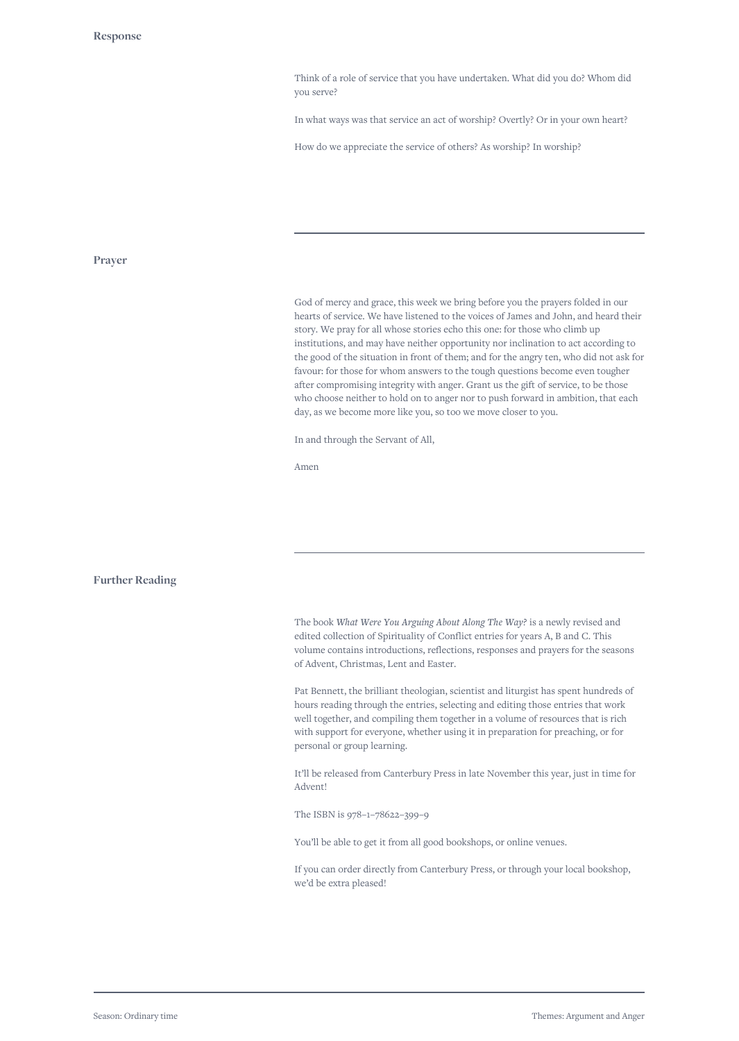## Response

Think of a role of service that you have undertaken. What did you do? Whom did you serve?

In what ways was that service an act of worship? Overtly? Or in your own heart?

How do we appreciate the service of others? As worship? In worship?

---

## Prayer

God of mercy and grace, this week we bring before you the prayers folded in our hearts of service. We have listened to the voices of James and John, and heard their story. We pray for all whose stories echo this one: for those who climb up institutions, and may have neither opportunity nor inclination to act according to the good of the situation in front of them; and for the angry ten, who did not ask for favour: for those for whom answers to the tough questions become even tougher after compromising integrity with anger. Grant us the gift of service, to be those who choose neither to hold on to anger nor to push forward in ambition, that each day, as we become more like you, so too we move closer to you.

In and through the Servant of All,

Amen

---

## Further Reading

The book *What Were You Arguing About Along The Way?* is a newly revised and edited collection of Spirituality of Conflict entries for years A, B and C. This volume contains introductions, reflections, responses and prayers for the seasons of Advent, Christmas, Lent and Easter.

Pat Bennett, the brilliant theologian, scientist and liturgist has spent hundreds of hours reading through the entries, selecting and editing those entries that work well together, and compiling them together in a volume of resources that is rich with support for everyone, whether using it in preparation for preaching, or for personal or group learning.

It'll be released from Canterbury Press in late November this year, just in time for Advent!

The ISBN is 978–1–78622–399–9

You'll be able to get it from all good bookshops, or online venues.

If you can order directly from Canterbury Press, or through your local bookshop, we'd be extra pleased!

---

Season: Ordinary time

Themes: Argument and Anger